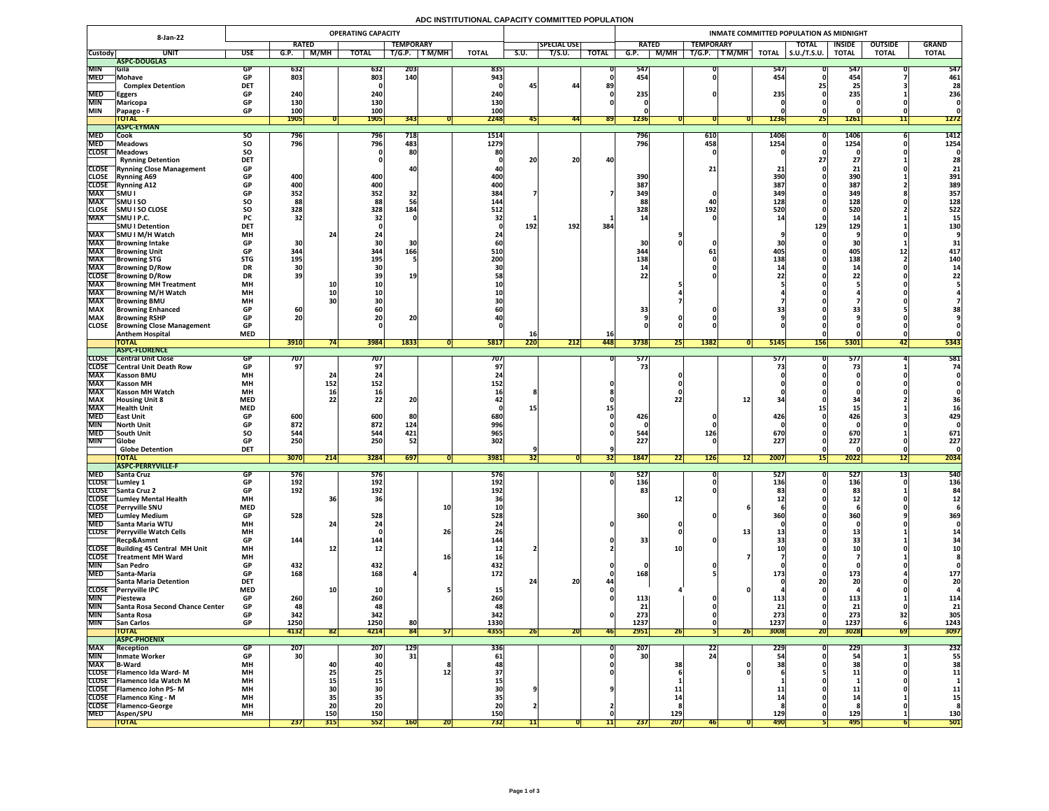# ADC INSTITUTIONAL CAPACITY COMMITTED POPULATION

**8-Jan-22**

| Custody | UNIT | USE | OPERATING CAPACITY RATED G.P. | RATED M/MH | TOTAL | TEMPORARY T/G.P. | TEMPORARY T M/MH | TOTAL | S.U. | SPECIAL USE T/S.U. | TOTAL | INMATE COMMITTED POPULATION AS MIDNIGHT RATED G.P. | RATED M/MH | TEMPORARY T/G.P. | TEMPORARY T M/MH | TOTAL | TOTAL S.U./T.S.U. | INSIDE TOTAL | OUTSIDE TOTAL | GRAND TOTAL |
|---|---|---|---|---|---|---|---|---|---|---|---|---|---|---|---|---|---|---|---|---|
| | **ASPC-DOUGLAS** | | | | | | | | | | | | | | | | | | | |
| MIN | Gila | GP | 632 | | 632 | 203 | | 835 | | | 0 | 547 | | 0 | | 547 | 0 | 547 | 0 | 547 |
| MED | Mohave | GP | 803 | | 803 | 140 | | 943 | | | 0 | 454 | | 0 | | 454 | 0 | 454 | 7 | 461 |
| | Complex Detention | DET | | | 0 | | | 0 | 45 | 44 | 89 | | | | | | 25 | 25 | 3 | 28 |
| MED | Eggers | GP | 240 | | 240 | | | 240 | | | 0 | 235 | | 0 | | 235 | 0 | 235 | 1 | 236 |
| MIN | Maricopa | GP | 130 | | 130 | | | 130 | | | 0 | 0 | | | | 0 | 0 | 0 | 0 | 0 |
| MIN | Papago - F | GP | 100 | | 100 | | | 100 | | | | 0 | | | | 0 | 0 | 0 | 0 | 0 |
| | **TOTAL** | | 1905 | 0 | 1905 | 343 | 0 | 2248 | 45 | 44 | 89 | 1236 | 0 | 0 | 0 | 1236 | 25 | 1261 | 11 | 1272 |
| | **ASPC-EYMAN** | | | | | | | | | | | | | | | | | | | |
| MED | Cook | SO | 796 | | 796 | 718 | | 1514 | | | | 796 | | 610 | | 1406 | 0 | 1406 | 6 | 1412 |
| MED | Meadows | SO | 796 | | 796 | 483 | | 1279 | | | | 796 | | 458 | | 1254 | 0 | 1254 | 0 | 1254 |
| CLOSE | Meadows | SO | | | 0 | 80 | | 80 | | | | | | 0 | | | 0 | 0 | 0 | 0 |
| | Rynning Detention | DET | | | 0 | | | 0 | 20 | 20 | 40 | | | | | | 27 | 27 | 1 | 28 |
| CLOSE | Rynning Close Management | GP | | | | 40 | | 40 | | | | | | 21 | | 21 | 0 | 21 | 0 | 21 |
| CLOSE | Rynning A69 | GP | 400 | | 400 | | | 400 | | | | 390 | | | | 390 | 0 | 390 | 1 | 391 |
| CLOSE | Rynning A12 | GP | 400 | | 400 | | | 400 | | | | 387 | | | | 387 | 0 | 387 | 2 | 389 |
| MAX | SMU I | GP | 352 | | 352 | 32 | | 384 | 7 | | 7 | 349 | | 0 | | 349 | 0 | 349 | 8 | 357 |
| MAX | SMU I SO | SO | 88 | | 88 | 56 | | 144 | | | | 88 | | 40 | | 128 | 0 | 128 | 0 | 128 |
| CLOSE | SMU I SO CLOSE | SO | 328 | | 328 | 184 | | 512 | | | | 328 | | 192 | | 520 | 0 | 520 | 2 | 522 |
| MAX | SMU I P.C. | PC | 32 | | 32 | 0 | | 32 | 1 | | 1 | 14 | | 0 | | 14 | 0 | 14 | 1 | 15 |
| | SMU I Detention | DET | | | 0 | | | 0 | 192 | 192 | 384 | | | | | | 129 | 129 | 1 | 130 |
| MAX | SMU I M/H Watch | MH | | 24 | 24 | | | 24 | | | | | 9 | | | 9 | 0 | 9 | 0 | 9 |
| MAX | Browning Intake | GP | 30 | | 30 | 30 | | 60 | | | | 30 | 0 | 0 | | 30 | 0 | 30 | 1 | 31 |
| MAX | Browning Unit | GP | 344 | | 344 | 166 | | 510 | | | | 344 | | 61 | | 405 | 0 | 405 | 12 | 417 |
| MAX | Browning STG | STG | 195 | | 195 | 5 | | 200 | | | | 138 | | 0 | | 138 | 0 | 138 | 2 | 140 |
| MAX | Browning D/Row | DR | 30 | | 30 | | | 30 | | | | 14 | | 0 | | 14 | 0 | 14 | 0 | 14 |
| CLOSE | Browning D/Row | DR | 39 | | 39 | 19 | | 58 | | | | 22 | | 0 | | 22 | 0 | 22 | 0 | 22 |
| MAX | Browning MH Treatment | MH | | 10 | 10 | | | 10 | | | | | 5 | | | 5 | 0 | 5 | 0 | 5 |
| MAX | Browning M/H Watch | MH | | 10 | 10 | | | 10 | | | | | 4 | | | 4 | 0 | 4 | 0 | 4 |
| MAX | Browning BMU | MH | | 30 | 30 | | | 30 | | | | | 7 | | | 7 | 0 | 7 | 0 | 7 |
| MAX | Browning Enhanced | GP | 60 | | 60 | | | 60 | | | | 33 | | 0 | | 33 | 0 | 33 | 5 | 38 |
| MAX | Browning RSHP | GP | 20 | | 20 | 20 | | 40 | | | | 9 | 0 | 0 | | 9 | 0 | 9 | 0 | 9 |
| CLOSE | Browning Close Management | GP | | | 0 | | | 0 | | | | 0 | 0 | 0 | | 0 | 0 | 0 | 0 | 0 |
| | Anthem Hospital | MED | | | | | | | 16 | | 16 | | | | | | 0 | 0 | 0 | 0 |
| | **TOTAL** | | 3910 | 74 | 3984 | 1833 | 0 | 5817 | 220 | 212 | 448 | 3738 | 25 | 1382 | 0 | 5145 | 156 | 5301 | 42 | 5343 |
| | **ASPC-FLORENCE** | | | | | | | | | | | | | | | | | | | |
| CLOSE | Central Unit Close | GP | 707 | | 707 | | | 707 | | | 0 | 577 | | 0 | | 577 | 0 | 577 | 4 | 581 |
| CLOSE | Central Unit Death Row | GP | 97 | | 97 | | | 97 | | | | 73 | | | | 73 | 0 | 73 | 1 | 74 |
| MAX | Kasson BMU | MH | | 24 | 24 | | | 24 | | | | | 0 | | | 0 | 0 | 0 | 0 | 0 |
| MAX | Kasson MH | MH | | 152 | 152 | | | 152 | | | 0 | | 0 | | | 0 | 0 | 0 | 0 | 0 |
| MAX | Kasson MH Watch | MH | | 16 | 16 | | | 16 | 8 | | 8 | | 0 | | | 0 | 0 | 0 | 0 | 0 |
| MAX | Housing Unit 8 | MED | | 22 | 22 | 20 | | 42 | | | 0 | | 22 | | 12 | 34 | 0 | 34 | 2 | 36 |
| MAX | Health Unit | MED | | | | | | 0 | 15 | | 15 | | | | | | 15 | 15 | 1 | 16 |
| MED | East Unit | GP | 600 | | 600 | 80 | | 680 | | | 0 | 426 | | 0 | | 426 | 0 | 426 | 3 | 429 |
| MIN | North Unit | GP | 872 | | 872 | 124 | | 996 | | | 0 | 0 | | 0 | | 0 | 0 | 0 | 0 | 0 |
| MED | South Unit | SO | 544 | | 544 | 421 | | 965 | | | 0 | 544 | | 126 | | 670 | 0 | 670 | 1 | 671 |
| MIN | Globe | GP | 250 | | 250 | 52 | | 302 | | | | 227 | | 0 | | 227 | 0 | 227 | 0 | 227 |
| | Globe Detention | DET | | | | | | | 9 | | 9 | | | | | | 0 | 0 | 0 | 0 |
| | **TOTAL** | | 3070 | 214 | 3284 | 697 | 0 | 3981 | 32 | 0 | 32 | 1847 | 22 | 126 | 12 | 2007 | 15 | 2022 | 12 | 2034 |
| | **ASPC-PERRYVILLE-F** | | | | | | | | | | | | | | | | | | | |
| MED | Santa Cruz | GP | 576 | | 576 | | | 576 | | | 0 | 527 | | 0 | | 527 | 0 | 527 | 13 | 540 |
| CLOSE | Lumley 1 | GP | 192 | | 192 | | | 192 | | | 0 | 136 | | 0 | | 136 | 0 | 136 | 0 | 136 |
| CLOSE | Santa Cruz 2 | GP | 192 | | 192 | | | 192 | | | | 83 | | 0 | | 83 | 0 | 83 | 1 | 84 |
| CLOSE | Lumley Mental Health | MH | | 36 | 36 | | | 36 | | | | | 12 | | | 12 | 0 | 12 | 0 | 12 |
| CLOSE | Perryville SNU | MED | | | | | 10 | 10 | | | | | | | 6 | 6 | 0 | 6 | 0 | 6 |
| MED | Lumley Medium | GP | 528 | | 528 | | | 528 | | | | 360 | | 0 | | 360 | 0 | 360 | 9 | 369 |
| MED | Santa Maria WTU | MH | | 24 | 24 | | | 24 | | | 0 | | 0 | | | 0 | 0 | 0 | 0 | 0 |
| CLOSE | Perryville Watch Cells | MH | | | 0 | | 26 | 26 | | | | | 0 | | 13 | 13 | 0 | 13 | 1 | 14 |
| | Recp&Asmnt | GP | 144 | | 144 | | | 144 | | | 0 | 33 | | 0 | | 33 | 0 | 33 | 1 | 34 |
| CLOSE | Building 45 Central MH Unit | MH | | 12 | 12 | | | 12 | 2 | | 2 | | 10 | | | 10 | 0 | 10 | 0 | 10 |
| CLOSE | Treatment MH Ward | MH | | | | | 16 | 16 | | | | | | | 7 | 7 | 0 | 7 | 1 | 8 |
| MIN | San Pedro | GP | 432 | | 432 | | | 432 | | | 0 | 0 | | 0 | | 0 | 0 | 0 | 0 | 0 |
| MED | Santa-Maria | GP | 168 | | 168 | 4 | | 172 | | | 0 | 168 | | 5 | | 173 | 0 | 173 | 4 | 177 |
| | Santa Maria Detention | DET | | | | | | | 24 | 20 | 44 | | | | | 0 | 20 | 20 | 0 | 20 |
| CLOSE | Perryville IPC | MED | | 10 | 10 | | 5 | 15 | | | 0 | | 4 | | 0 | 4 | 0 | 4 | 0 | 4 |
| MIN | Piestewa | GP | 260 | | 260 | | | 260 | | | 0 | 113 | | 0 | | 113 | 0 | 113 | 1 | 114 |
| MIN | Santa Rosa Second Chance Center | GP | 48 | | 48 | | | 48 | | | | 21 | | 0 | | 21 | 0 | 21 | 0 | 21 |
| MIN | Santa Rosa | GP | 342 | | 342 | | | 342 | | | 0 | 273 | | 0 | | 273 | 0 | 273 | 32 | 305 |
| MIN | San Carlos | GP | 1250 | | 1250 | 80 | | 1330 | | | | 1237 | | 0 | | 1237 | 0 | 1237 | 6 | 1243 |
| | **TOTAL** | | 4132 | 82 | 4214 | 84 | 57 | 4355 | 26 | 20 | 46 | 2951 | 26 | 5 | 26 | 3008 | 20 | 3028 | 69 | 3097 |
| | **ASPC-PHOENIX** | | | | | | | | | | | | | | | | | | | |
| MAX | Reception | GP | 207 | | 207 | 129 | | 336 | | | 0 | 207 | | 22 | | 229 | 0 | 229 | 3 | 232 |
| MIN | Inmate Worker | GP | 30 | | 30 | 31 | | 61 | | | 0 | 30 | | 24 | | 54 | 0 | 54 | 1 | 55 |
| MAX | B-Ward | MH | | 40 | 40 | | 8 | 48 | | | 0 | | 38 | | 0 | 38 | 0 | 38 | 0 | 38 |
| CLOSE | Flamenco Ida Ward- M | MH | | 25 | 25 | | 12 | 37 | | | 0 | | 6 | | 0 | 6 | 5 | 11 | 0 | 11 |
| CLOSE | Flamenco Ida Watch M | MH | | 15 | 15 | | | 15 | | | | | 1 | | | 1 | 0 | 1 | 0 | 1 |
| CLOSE | Flamenco John PS- M | MH | | 30 | 30 | | | 30 | 9 | | 9 | | 11 | | | 11 | 0 | 11 | 0 | 11 |
| CLOSE | Flamenco King - M | MH | | 35 | 35 | | | 35 | | | | | 14 | | | 14 | 0 | 14 | 1 | 15 |
| CLOSE | Flamenco-George | MH | | 20 | 20 | | | 20 | 2 | | 2 | | 8 | | | 8 | 0 | 8 | 0 | 8 |
| MED | Aspen/SPU | MH | | 150 | 150 | | | 150 | | | 0 | | 129 | | | 129 | 0 | 129 | 1 | 130 |
| | **TOTAL** | | 237 | 315 | 552 | 160 | 20 | 732 | 11 | 0 | 11 | 237 | 207 | 46 | 0 | 490 | 5 | 495 | 6 | 501 |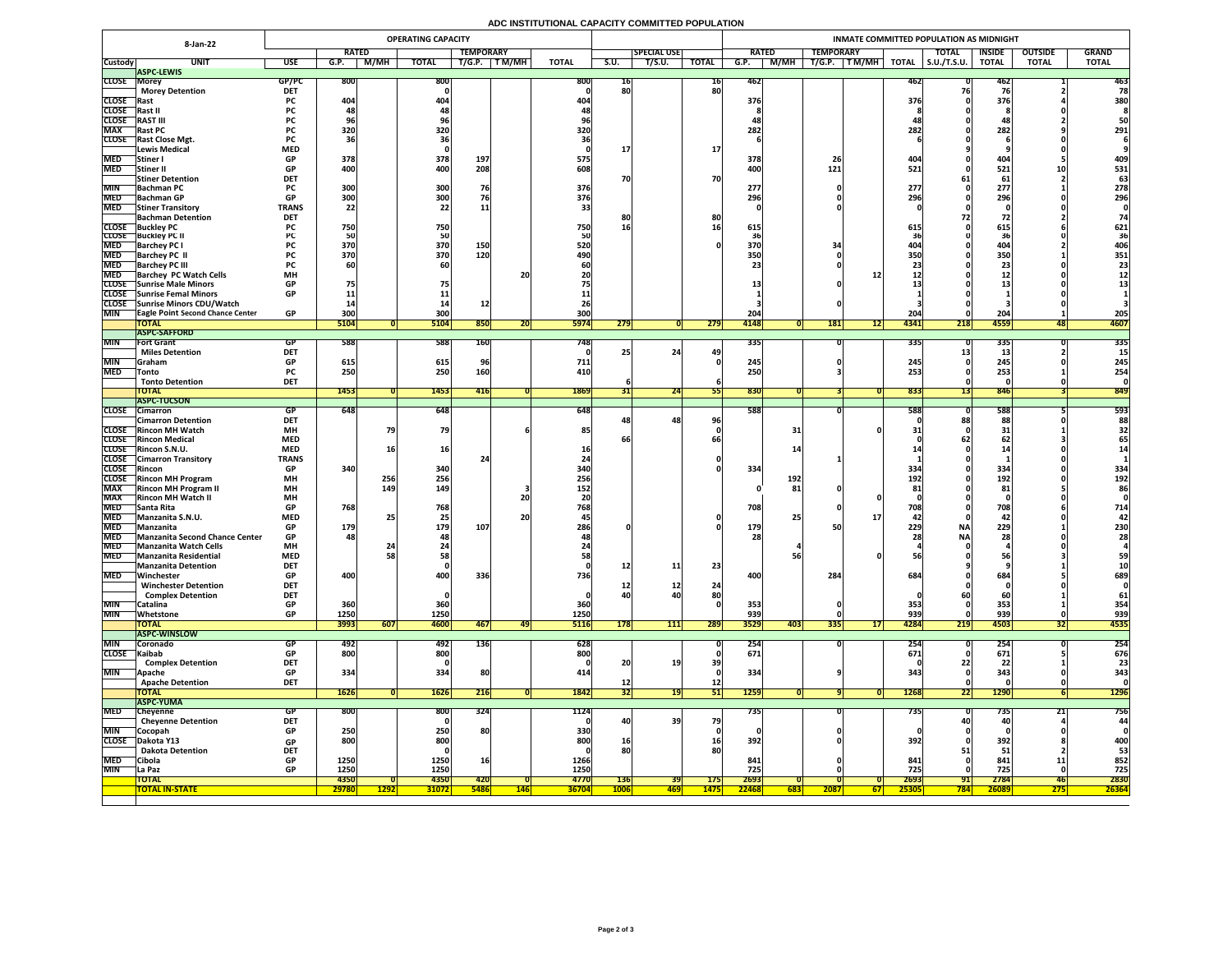# ADC INSTITUTIONAL CAPACITY COMMITTED POPULATION

| 8-Jan-22 | | | OPERATING CAPACITY | | | | | | | | | INMATE COMMITTED POPULATION AS MIDNIGHT | | | | | | | | |
|---|---|---|---|---|---|---|---|---|---|---|---|---|---|---|---|---|---|---|---|---|
| | | | RATED | | | TEMPORARY | | | | SPECIAL USE | | RATED | | TEMPORARY | | | TOTAL | INSIDE | OUTSIDE | GRAND |
| Custody | UNIT | USE | G.P. | M/MH | TOTAL | T/G.P. | T M/MH | TOTAL | S.U. | T/S.U. | TOTAL | G.P. | M/MH | T/G.P. | T M/MH | TOTAL | S.U./T.S.U. | TOTAL | TOTAL | TOTAL |
| | **ASPC-LEWIS** | | | | | | | | | | | | | | | | | | | |
| CLOSE | Morey | GP/PC | 800 | | 800 | | | 800 | 16 | | 16 | 462 | | | | 462 | 0 | 462 | 1 | 463 |
| | Morey Detention | DET | | | 0 | | | 0 | 80 | | 80 | | | | | | 76 | 76 | 2 | 78 |
| CLOSE | Rast | PC | 404 | | 404 | | | 404 | | | | 376 | | | | 376 | 0 | 376 | 4 | 380 |
| CLOSE | Rast II | PC | 48 | | 48 | | | 48 | | | | 8 | | | | 8 | 0 | 8 | 0 | 8 |
| CLOSE | RAST III | PC | 96 | | 96 | | | 96 | | | | 48 | | | | 48 | 0 | 48 | 2 | 50 |
| MAX | Rast PC | PC | 320 | | 320 | | | 320 | | | | 282 | | | | 282 | 0 | 282 | 9 | 291 |
| CLOSE | Rast Close Mgt. | PC | 36 | | 36 | | | 36 | | | | 6 | | | | 6 | 0 | 6 | 0 | 6 |
| | Lewis Medical | MED | | | 0 | | | 0 | 17 | | 17 | | | | | | 9 | 9 | 0 | 9 |
| MED | Stiner I | GP | 378 | | 378 | 197 | | 575 | | | | 378 | | 26 | | 404 | 0 | 404 | 5 | 409 |
| MED | Stiner II | GP | 400 | | 400 | 208 | | 608 | | | | 400 | | 121 | | 521 | 0 | 521 | 10 | 531 |
| | Stiner Detention | DET | | | | | | | 70 | | 70 | | | | | | 61 | 61 | 2 | 63 |
| MIN | Bachman PC | PC | 300 | | 300 | 76 | | 376 | | | | 277 | | 0 | | 277 | 0 | 277 | 1 | 278 |
| MED | Bachman GP | GP | 300 | | 300 | 76 | | 376 | | | | 296 | | 0 | | 296 | 0 | 296 | 0 | 296 |
| MED | Stiner Transitory | TRANS | 22 | | 22 | 11 | | 33 | | | | 0 | | 0 | | 0 | 0 | 0 | 0 | 0 |
| | Bachman Detention | DET | | | | | | | 80 | | 80 | | | | | | 72 | 72 | 2 | 74 |
| CLOSE | Buckley PC | PC | 750 | | 750 | | | 750 | 16 | | 16 | 615 | | | | 615 | 0 | 615 | 6 | 621 |
| CLOSE | Buckley PC II | PC | 50 | | 50 | | | 50 | | | | 36 | | | | 36 | 0 | 36 | 0 | 36 |
| MED | Barchey PC I | PC | 370 | | 370 | 150 | | 520 | | | 0 | 370 | | 34 | | 404 | 0 | 404 | 2 | 406 |
| MED | Barchey PC II | PC | 370 | | 370 | 120 | | 490 | | | | 350 | | 0 | | 350 | 0 | 350 | 1 | 351 |
| MED | Barchey PC III | PC | 60 | | 60 | | | 60 | | | | 23 | | 0 | | 23 | 0 | 23 | 0 | 23 |
| MED | Barchey PC Watch Cells | MH | | | | | 20 | 20 | | | | | | | 12 | 12 | 0 | 12 | 0 | 12 |
| CLOSE | Sunrise Male Minors | GP | 75 | | 75 | | | 75 | | | | 13 | | 0 | | 13 | 0 | 13 | 0 | 13 |
| CLOSE | Sunrise Femal Minors | GP | 11 | | 11 | | | 11 | | | | 1 | | | | 1 | 0 | 1 | 0 | 1 |
| CLOSE | Sunrise Minors CDU/Watch | | 14 | | 14 | 12 | | 26 | | | | 3 | | 0 | | 3 | 0 | 3 | 0 | 3 |
| MIN | Eagle Point Second Chance Center | GP | 300 | | 300 | | | 300 | | | | 204 | | | | 204 | 0 | 204 | 1 | 205 |
| | **TOTAL** | | **5104** | **0** | **5104** | **850** | **20** | **5974** | **279** | **0** | **279** | **4148** | **0** | **181** | **12** | **4341** | **218** | **4559** | **48** | **4607** |
| | **ASPC-SAFFORD** | | | | | | | | | | | | | | | | | | | |
| MIN | Fort Grant | GP | 588 | | 588 | 160 | | 748 | | | | 335 | | 0 | | 335 | 0 | 335 | 0 | 335 |
| | Miles Detention | DET | | | | | | 0 | 25 | 24 | 49 | | | | | | 13 | 13 | 2 | 15 |
| MIN | Graham | GP | 615 | | 615 | 96 | | 711 | | | 0 | 245 | | 0 | | 245 | 0 | 245 | 0 | 245 |
| MED | Tonto | PC | 250 | | 250 | 160 | | 410 | | | | 250 | | 3 | | 253 | 0 | 253 | 1 | 254 |
| | Tonto Detention | DET | | | | | | | 6 | | 6 | | | | | | 0 | 0 | 0 | 0 |
| | **TOTAL** | | **1453** | **0** | **1453** | **416** | **0** | **1869** | **31** | **24** | **55** | **830** | **0** | **3** | **0** | **833** | **13** | **846** | **3** | **849** |
| | **ASPC-TUCSON** | | | | | | | | | | | | | | | | | | | |
| CLOSE | Cimarron | GP | 648 | | 648 | | | 648 | | | | 588 | | 0 | | 588 | 0 | 588 | 5 | 593 |
| | Cimarron Detention | DET | | | | | | | 48 | 48 | 96 | | | | | 0 | 88 | 88 | 0 | 88 |
| CLOSE | Rincon MH Watch | MH | | 79 | 79 | | 6 | 85 | | | 0 | | 31 | | 0 | 31 | 0 | 31 | 1 | 32 |
| CLOSE | Rincon Medical | MED | | | | | | | 66 | | 66 | | | | | 0 | 62 | 62 | 3 | 65 |
| CLOSE | Rincon S.N.U. | MED | | 16 | 16 | | | 16 | | | | | 14 | | | 14 | 0 | 14 | 0 | 14 |
| CLOSE | Cimarron Transitory | TRANS | | | | 24 | | 24 | | | 0 | | | 1 | | 1 | 0 | 1 | 0 | 1 |
| CLOSE | Rincon | GP | 340 | | 340 | | | 340 | | | 0 | 334 | | | | 334 | 0 | 334 | 0 | 334 |
| CLOSE | Rincon MH Program | MH | | 256 | 256 | | | 256 | | | | | 192 | | | 192 | 0 | 192 | 0 | 192 |
| MAX | Rincon MH Program II | MH | | 149 | 149 | | 3 | 152 | | | | 0 | 81 | 0 | | 81 | 0 | 81 | 5 | 86 |
| MAX | Rincon MH Watch II | MH | | | | | 20 | 20 | | | | | | | 0 | 0 | 0 | 0 | 0 | 0 |
| MED | Santa Rita | GP | 768 | | 768 | | | 768 | | | | 708 | | 0 | | 708 | 0 | 708 | 6 | 714 |
| MED | Manzanita S.N.U. | MED | | 25 | 25 | | 20 | 45 | | | 0 | | 25 | | 17 | 42 | 0 | 42 | 0 | 42 |
| MED | Manzanita | GP | 179 | | 179 | 107 | | 286 | 0 | | 0 | 179 | | 50 | | 229 | NA | 229 | 1 | 230 |
| MED | Manzanita Second Chance Center | GP | 48 | | 48 | | | 48 | | | | 28 | | | | 28 | NA | 28 | 0 | 28 |
| MED | Manzanita Watch Cells | MH | | 24 | 24 | | | 24 | | | | | 4 | | | 4 | 0 | 4 | 0 | 4 |
| MED | Manzanita Residential | MED | | 58 | 58 | | | 58 | | | | | 56 | | 0 | 56 | 0 | 56 | 3 | 59 |
| | Manzanita Detention | DET | | | 0 | | | 0 | 12 | 11 | 23 | | | | | | 9 | 9 | 1 | 10 |
| MED | Winchester | GP | 400 | | 400 | 336 | | 736 | | | | 400 | | 284 | | 684 | 0 | 684 | 5 | 689 |
| | Winchester Detention | DET | | | | | | | 12 | 12 | 24 | | | | | | 0 | 0 | 0 | 0 |
| | Complex Detention | DET | | | 0 | | | 0 | 40 | 40 | 80 | | | | | 0 | 60 | 60 | 1 | 61 |
| MIN | Catalina | GP | 360 | | 360 | | | 360 | | | 0 | 353 | | 0 | | 353 | 0 | 353 | 1 | 354 |
| MIN | Whetstone | GP | 1250 | | 1250 | | | 1250 | | | | 939 | | 0 | | 939 | 0 | 939 | 0 | 939 |
| | **TOTAL** | | **3993** | **607** | **4600** | **467** | **49** | **5116** | **178** | **111** | **289** | **3529** | **403** | **335** | **17** | **4284** | **219** | **4503** | **32** | **4535** |
| | **ASPC-WINSLOW** | | | | | | | | | | | | | | | | | | | |
| MIN | Coronado | GP | 492 | | 492 | 136 | | 628 | | | 0 | 254 | | 0 | | 254 | 0 | 254 | 0 | 254 |
| CLOSE | Kaibab | GP | 800 | | 800 | | | 800 | | | 0 | 671 | | | | 671 | 0 | 671 | 5 | 676 |
| | Complex Detention | DET | | | 0 | | | 0 | 20 | 19 | 39 | | | | | 0 | 22 | 22 | 1 | 23 |
| MIN | Apache | GP | 334 | | 334 | 80 | | 414 | | | 0 | 334 | | 9 | | 343 | 0 | 343 | 0 | 343 |
| | Apache Detention | DET | | | | | | | 12 | | 12 | | | | | | 0 | 0 | 0 | 0 |
| | **TOTAL** | | **1626** | **0** | **1626** | **216** | **0** | **1842** | **32** | **19** | **51** | **1259** | **0** | **9** | **0** | **1268** | **22** | **1290** | **6** | **1296** |
| | **ASPC-YUMA** | | | | | | | | | | | | | | | | | | | |
| MED | Cheyenne | GP | 800 | | 800 | 324 | | 1124 | | | | 735 | | 0 | | 735 | 0 | 735 | 21 | 756 |
| | Cheyenne Detention | DET | | | 0 | | | 0 | 40 | 39 | 79 | | | | | | 40 | 40 | 4 | 44 |
| MIN | Cocopah | GP | 250 | | 250 | 80 | | 330 | | | 0 | 0 | | 0 | | 0 | 0 | 0 | 0 | 0 |
| CLOSE | Dakota Y13 | GP | 800 | | 800 | | | 800 | 16 | | 16 | 392 | | 0 | | 392 | 0 | 392 | 8 | 400 |
| | Dakota Detention | DET | | | 0 | | | 0 | 80 | | 80 | | | | | | 51 | 51 | 2 | 53 |
| MED | Cibola | GP | 1250 | | 1250 | 16 | | 1266 | | | | 841 | | 0 | | 841 | 0 | 841 | 11 | 852 |
| MIN | La Paz | GP | 1250 | | 1250 | | | 1250 | | | | 725 | | 0 | | 725 | 0 | 725 | 0 | 725 |
| | **TOTAL** | | **4350** | **0** | **4350** | **420** | **0** | **4770** | **136** | **39** | **175** | **2693** | **0** | **0** | **0** | **2693** | **91** | **2784** | **46** | **2830** |
| | **TOTAL IN-STATE** | | **29780** | **1292** | **31072** | **5486** | **146** | **36704** | **1006** | **469** | **1475** | **22468** | **683** | **2087** | **67** | **25305** | **784** | **26089** | **275** | **26364** |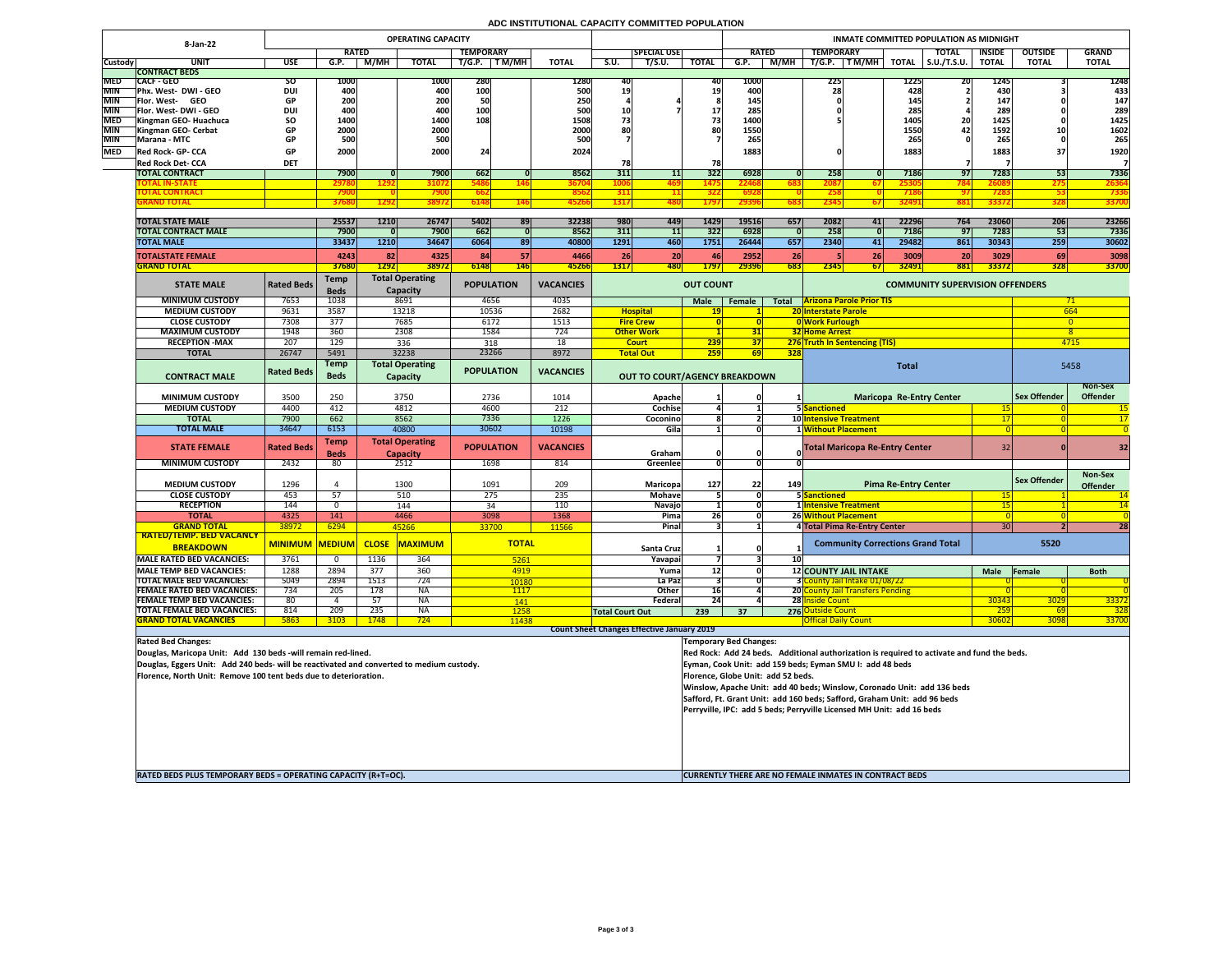# ADC INSTITUTIONAL CAPACITY COMMITTED POPULATION

| 8-Jan-22 | | | OPERATING CAPACITY | | | | | | | | | | INMATE COMMITTED POPULATION AS MIDNIGHT | | | | | | | | | |
|---|---|---|---|---|---|---|---|---|---|---|---|---|---|---|---|---|---|---|---|---|---|---|
| | | | RATED | | | TEMPORARY | | | SPECIAL USE | | | RATED | | TEMPORARY | | | TOTAL | INSIDE | OUTSIDE | GRAND |
| Custody | UNIT | USE | G.P. | M/MH | TOTAL | T/G.P. | T M/MH | TOTAL | S.U. | T/S.U. | TOTAL | G.P. | M/MH | T/G.P. | T M/MH | TOTAL | S.U./T.S.U. | TOTAL | TOTAL | TOTAL |
| | CONTRACT BEDS | | | | | | | | | | | | | | | | | | | |
| MED | CACF - GEO | SO | 1000 | | 1000 | 280 | | 1280 | 40 | | 40 | 1000 | | 225 | | 1225 | 20 | 1245 | 3 | 1248 |
| MIN | Phx. West- DWI - GEO | DUI | 400 | | 400 | 100 | | 500 | 19 | | 19 | 400 | | 28 | | 428 | 2 | 430 | 3 | 433 |
| MIN | Flor. West- GEO | GP | 200 | | 200 | 50 | | 250 | 4 | 4 | 8 | 145 | | 0 | | 145 | 2 | 147 | 0 | 147 |
| MIN | Flor. West- DWI - GEO | DUI | 400 | | 400 | 100 | | 500 | 10 | 7 | 17 | 285 | | 0 | | 285 | 4 | 289 | 0 | 289 |
| MED | Kingman GEO- Huachuca | SO | 1400 | | 1400 | 108 | | 1508 | 73 | | 73 | 1400 | | 5 | | 1405 | 20 | 1425 | 0 | 1425 |
| MIN | Kingman GEO- Cerbat | GP | 2000 | | 2000 | | | 2000 | 80 | | 80 | 1550 | | | | 1550 | 42 | 1592 | 10 | 1602 |
| MIN | Marana - MTC | GP | 500 | | 500 | | | 500 | 7 | | 7 | 265 | | | | 265 | 0 | 265 | 0 | 265 |
| MED | Red Rock- GP- CCA | GP | 2000 | | 2000 | 24 | | 2024 | | | | 1883 | | 0 | | 1883 | | 1883 | 37 | 1920 |
| | Red Rock Det- CCA | DET | | | | | | | 78 | | 78 | | | | | | 7 | 7 | | 7 |
| | TOTAL CONTRACT | | 7900 | 0 | 7900 | 662 | 0 | 8562 | 311 | 11 | 322 | 6928 | 0 | 258 | 0 | 7186 | 97 | 7283 | 53 | 7336 |
| | TOTAL IN-STATE | | 29780 | 1292 | 31072 | 5486 | 146 | 36704 | 1006 | 469 | 1475 | 22468 | 683 | 2087 | 67 | 25305 | 784 | 26089 | 275 | 26364 |
| | TOTAL CONTRACT | | 7900 | 0 | 7900 | 662 | | 8562 | 311 | 11 | 322 | 6928 | 0 | 258 | 0 | 7186 | 97 | 7283 | 53 | 7336 |
| | GRAND TOTAL | | 37680 | 1292 | 38972 | 6148 | 146 | 45266 | 1317 | 480 | 1797 | 29396 | 683 | 2345 | 67 | 32491 | 881 | 33372 | 328 | 33700 |
| | TOTAL STATE MALE | | 25537 | 1210 | 26747 | 5402 | 89 | 32238 | 980 | 449 | 1429 | 19516 | 657 | 2082 | 41 | 22296 | 764 | 23060 | 206 | 23266 |
| | TOTAL CONTRACT MALE | | 7900 | 0 | 7900 | 662 | 0 | 8562 | 311 | 11 | 322 | 6928 | 0 | 258 | 0 | 7186 | 97 | 7283 | 53 | 7336 |
| | TOTAL MALE | | 33437 | 1210 | 34647 | 6064 | 89 | 40800 | 1291 | 460 | 1751 | 26444 | 657 | 2340 | 41 | 29482 | 861 | 30343 | 259 | 30602 |
| | TOTALSTATE FEMALE | | 4243 | 82 | 4325 | 84 | 57 | 4466 | 26 | 20 | 46 | 2952 | 26 | 5 | 26 | 3009 | 20 | 3029 | 69 | 3098 |
| | GRAND TOTAL | | 37680 | 1292 | 38972 | 6148 | 146 | 45266 | 1317 | 480 | 1797 | 29396 | 683 | 2345 | 67 | 32491 | 881 | 33372 | 328 | 33700 |

| STATE MALE | Rated Beds | Temp Beds | Total Operating Capacity | POPULATION | VACANCIES |
|---|---|---|---|---|---|
| MINIMUM CUSTODY | 7653 | 1038 | 8691 | 4656 | 4035 |
| MEDIUM CUSTODY | 9631 | 3587 | 13218 | 10536 | 2682 |
| CLOSE CUSTODY | 7308 | 377 | 7685 | 6172 | 1513 |
| MAXIMUM CUSTODY | 1948 | 360 | 2308 | 1584 | 724 |
| RECEPTION -MAX | 207 | 129 | 336 | 318 | 18 |
| TOTAL | 26747 | 5491 | 32238 | 23266 | 8972 |

| CONTRACT MALE | Rated Beds | Temp Beds | Total Operating Capacity | POPULATION | VACANCIES |
|---|---|---|---|---|---|
| MINIMUM CUSTODY | 3500 | 250 | 3750 | 2736 | 1014 |
| MEDIUM CUSTODY | 4400 | 412 | 4812 | 4600 | 212 |
| TOTAL | 7900 | 662 | 8562 | 7336 | 1226 |
| TOTAL MALE | 34647 | 6153 | 40800 | 30602 | 10198 |

| STATE FEMALE | Rated Beds | Temp Beds | Total Operating Capacity | POPULATION | VACANCIES |
|---|---|---|---|---|---|
| MINIMUM CUSTODY | 2432 | 80 | 2512 | 1698 | 814 |
| MEDIUM CUSTODY | 1296 | 4 | 1300 | 1091 | 209 |
| CLOSE CUSTODY | 453 | 57 | 510 | 275 | 235 |
| RECEPTION | 144 | 0 | 144 | 34 | 110 |
| TOTAL | 4325 | 141 | 4466 | 3098 | 1368 |
| GRAND TOTAL | 38972 | 6294 | 45266 | 33700 | 11566 |

| RATED/TEMP. BED VACANCY BREAKDOWN | MINIMUM | MEDIUM | CLOSE | MAXIMUM | TOTAL |
|---|---|---|---|---|---|
| MALE RATED BED VACANCIES: | 3761 | 0 | 1136 | 364 | 5261 |
| MALE TEMP BED VACANCIES: | 1288 | 2894 | 377 | 360 | 4919 |
| TOTAL MALE BED VACANCIES: | 5049 | 2894 | 1513 | 724 | 10180 |
| FEMALE RATED BED VACANCIES: | 734 | 205 | 178 | NA | 1117 |
| FEMALE TEMP BED VACANCIES: | 80 | 4 | 57 | NA | 141 |
| TOTAL FEMALE BED VACANCIES: | 814 | 209 | 235 | NA | 1258 |
| GRAND TOTAL VACANCIES | 5863 | 3103 | 1748 | 724 | 11438 |

| OUT COUNT | Male | Female | Total |
|---|---|---|---|
| Hospital | 19 | 1 | 20 |
| Fire Crew | 0 | 0 | 0 |
| Other Work | 1 | 31 | 32 |
| Court | 239 | 37 | 276 |
| Total Out | 259 | 69 | 328 |

| OUT TO COURT/AGENCY BREAKDOWN | | | |
|---|---|---|---|
| Apache | 1 | 0 | 1 |
| Cochise | 4 | 1 | 5 |
| Coconino | 8 | 2 | 10 |
| Gila | 1 | 0 | 1 |
| Graham | 0 | 0 | 0 |
| Greenlee | 0 | 0 | 0 |
| Maricopa | 127 | 22 | 149 |
| Mohave | 5 | 0 | 5 |
| Navajo | 1 | 0 | 1 |
| Pima | 26 | 0 | 26 |
| Pinal | 3 | 1 | 4 |
| Santa Cruz | 1 | 0 | 1 |
| Yavapai | 7 | 3 | 10 |
| Yuma | 12 | 0 | 12 |
| La Paz | 3 | 0 | 3 |
| Other | 16 | 4 | 20 |
| Federal | 24 | 4 | 28 |
| Total Court Out | 239 | 37 | 276 |

| COMMUNITY SUPERVISION OFFENDERS | |
|---|---|
| Arizona Parole Prior TIS | 71 |
| Interstate Parole | 664 |
| Work Furlough | 0 |
| Home Arrest | 8 |
| Truth In Sentencing (TIS) | 4715 |
| Total | 5458 |

| Maricopa Re-Entry Center | | Sex Offender | Non-Sex Offender |
|---|---|---|---|
| Sanctioned | 15 | 0 | 15 |
| Intensive Treatment | 17 | 0 | 17 |
| Without Placement | 0 | 0 | 0 |
| Total Maricopa Re-Entry Center | 32 | 0 | 32 |

| Pima Re-Entry Center | | Sex Offender | Non-Sex Offender |
|---|---|---|---|
| Sanctioned | 15 | 1 | 14 |
| Intensive Treatment | 15 | 1 | 14 |
| Without Placement | 0 | 0 | 0 |
| Total Pima Re-Entry Center | 30 | 2 | 28 |
| Community Corrections Grand Total | | 5520 | |

| COUNTY JAIL INTAKE | Male | Female | Both |
|---|---|---|---|
| County Jail Intake 01/08/22 | 0 | 0 | 0 |
| County Jail Transfers Pending | 0 | 0 | 0 |
| Inside Count | 30343 | 3029 | 33372 |
| Outside Count | 259 | 69 | 328 |
| Offical Daily Count | 30602 | 3098 | 33700 |

Count Sheet Changes Effective January 2019

**Rated Bed Changes:**

Douglas, Maricopa Unit: Add 130 beds -will remain red-lined.

Douglas, Eggers Unit: Add 240 beds- will be reactivated and converted to medium custody.

Florence, North Unit: Remove 100 tent beds due to deterioration.

**Temporary Bed Changes:**

Red Rock: Add 24 beds. Additional authorization is required to activate and fund the beds.

Eyman, Cook Unit: add 159 beds; Eyman SMU I: add 48 beds

Florence, Globe Unit: add 52 beds.

Winslow, Apache Unit: add 40 beds; Winslow, Coronado Unit: add 136 beds

Safford, Ft. Grant Unit: add 160 beds; Safford, Graham Unit: add 96 beds

Perryville, IPC: add 5 beds; Perryville Licensed MH Unit: add 16 beds

RATED BEDS PLUS TEMPORARY BEDS = OPERATING CAPACITY (R+T=OC).

CURRENTLY THERE ARE NO FEMALE INMATES IN CONTRACT BEDS